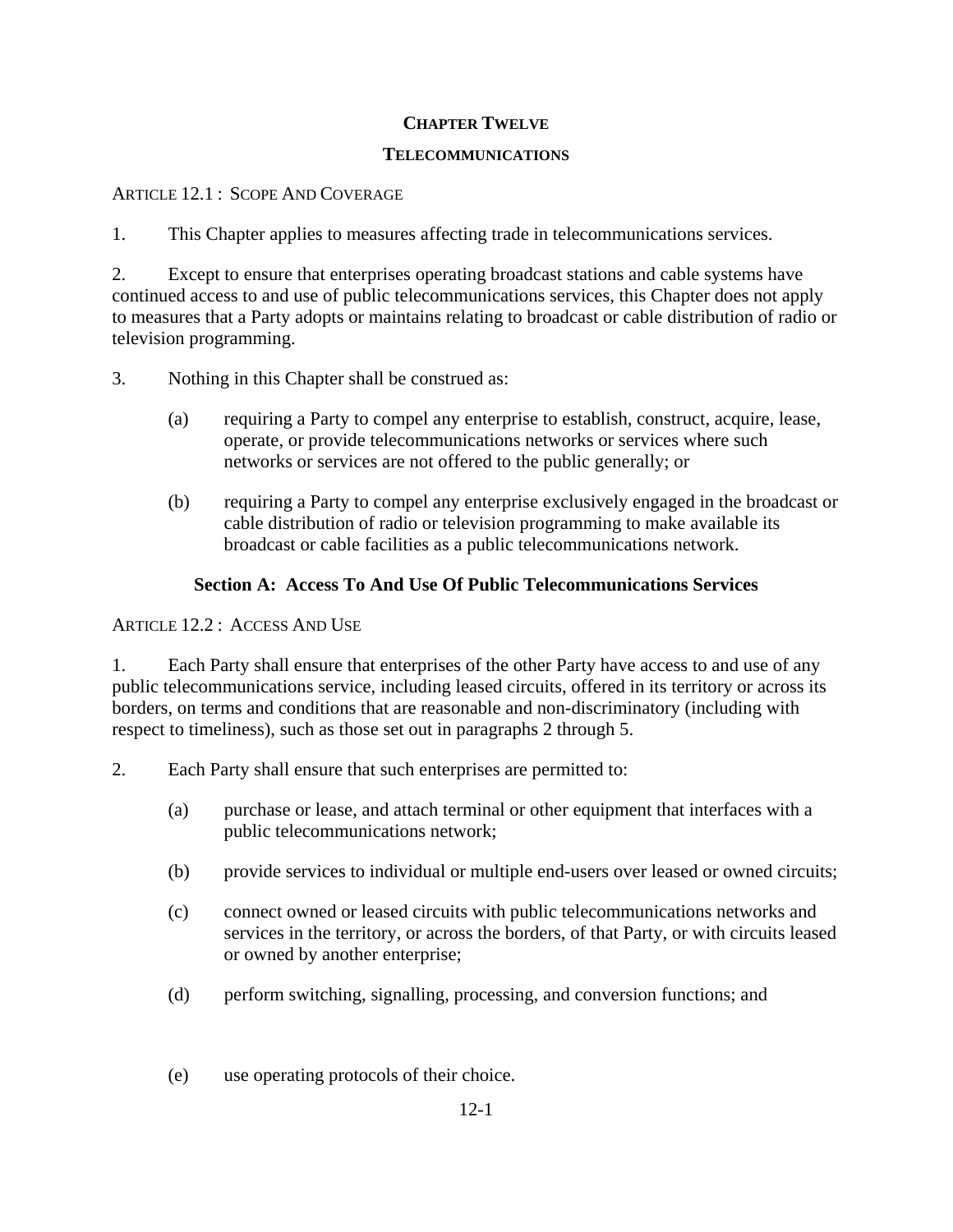# CHAPTER TWELVE

# TELECOMMUNICATIONS

ARTICLE 12.1 : SCOPE AND COVERAGE

1. This Chapter applies to measures affecting trade in telecommunications services.

2. Except to ensure that enterprises operating broadcast stations and cable systems have continued access to and use of public telecommunications services, this Chapter does not apply to measures that a Party adopts or maintains relating to broadcast or cable distribution of radio or television programming.

3. Nothing in this Chapter shall be construed as:

   (a) requiring a Party to compel any enterprise to establish, construct, acquire, lease, operate, or provide telecommunications networks or services where such networks or services are not offered to the public generally; or

   (b) requiring a Party to compel any enterprise exclusively engaged in the broadcast or cable distribution of radio or television programming to make available its broadcast or cable facilities as a public telecommunications network.

## Section A: Access To And Use Of Public Telecommunications Services

ARTICLE 12.2 : ACCESS AND USE

1. Each Party shall ensure that enterprises of the other Party have access to and use of any public telecommunications service, including leased circuits, offered in its territory or across its borders, on terms and conditions that are reasonable and non-discriminatory (including with respect to timeliness), such as those set out in paragraphs 2 through 5.

2. Each Party shall ensure that such enterprises are permitted to:

   (a) purchase or lease, and attach terminal or other equipment that interfaces with a public telecommunications network;

   (b) provide services to individual or multiple end-users over leased or owned circuits;

   (c) connect owned or leased circuits with public telecommunications networks and services in the territory, or across the borders, of that Party, or with circuits leased or owned by another enterprise;

   (d) perform switching, signalling, processing, and conversion functions; and

   (e) use operating protocols of their choice.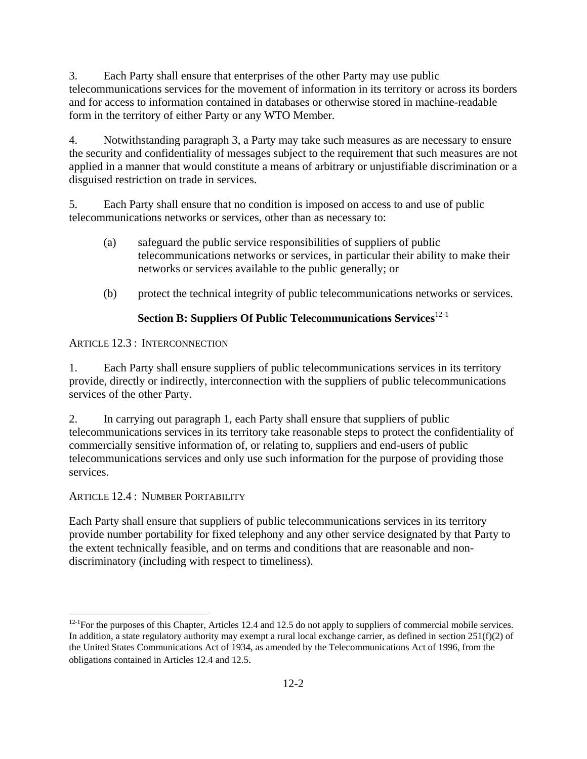3. Each Party shall ensure that enterprises of the other Party may use public telecommunications services for the movement of information in its territory or across its borders and for access to information contained in databases or otherwise stored in machine-readable form in the territory of either Party or any WTO Member.

4. Notwithstanding paragraph 3, a Party may take such measures as are necessary to ensure the security and confidentiality of messages subject to the requirement that such measures are not applied in a manner that would constitute a means of arbitrary or unjustifiable discrimination or a disguised restriction on trade in services.

5. Each Party shall ensure that no condition is imposed on access to and use of public telecommunications networks or services, other than as necessary to:

(a) safeguard the public service responsibilities of suppliers of public telecommunications networks or services, in particular their ability to make their networks or services available to the public generally; or

(b) protect the technical integrity of public telecommunications networks or services.

## Section B: Suppliers Of Public Telecommunications Services[12-1]

### ARTICLE 12.3 : INTERCONNECTION

1. Each Party shall ensure suppliers of public telecommunications services in its territory provide, directly or indirectly, interconnection with the suppliers of public telecommunications services of the other Party.

2. In carrying out paragraph 1, each Party shall ensure that suppliers of public telecommunications services in its territory take reasonable steps to protect the confidentiality of commercially sensitive information of, or relating to, suppliers and end-users of public telecommunications services and only use such information for the purpose of providing those services.

### ARTICLE 12.4 : NUMBER PORTABILITY

Each Party shall ensure that suppliers of public telecommunications services in its territory provide number portability for fixed telephony and any other service designated by that Party to the extent technically feasible, and on terms and conditions that are reasonable and non-discriminatory (including with respect to timeliness).

[12-1] For the purposes of this Chapter, Articles 12.4 and 12.5 do not apply to suppliers of commercial mobile services. In addition, a state regulatory authority may exempt a rural local exchange carrier, as defined in section 251(f)(2) of the United States Communications Act of 1934, as amended by the Telecommunications Act of 1996, from the obligations contained in Articles 12.4 and 12.5.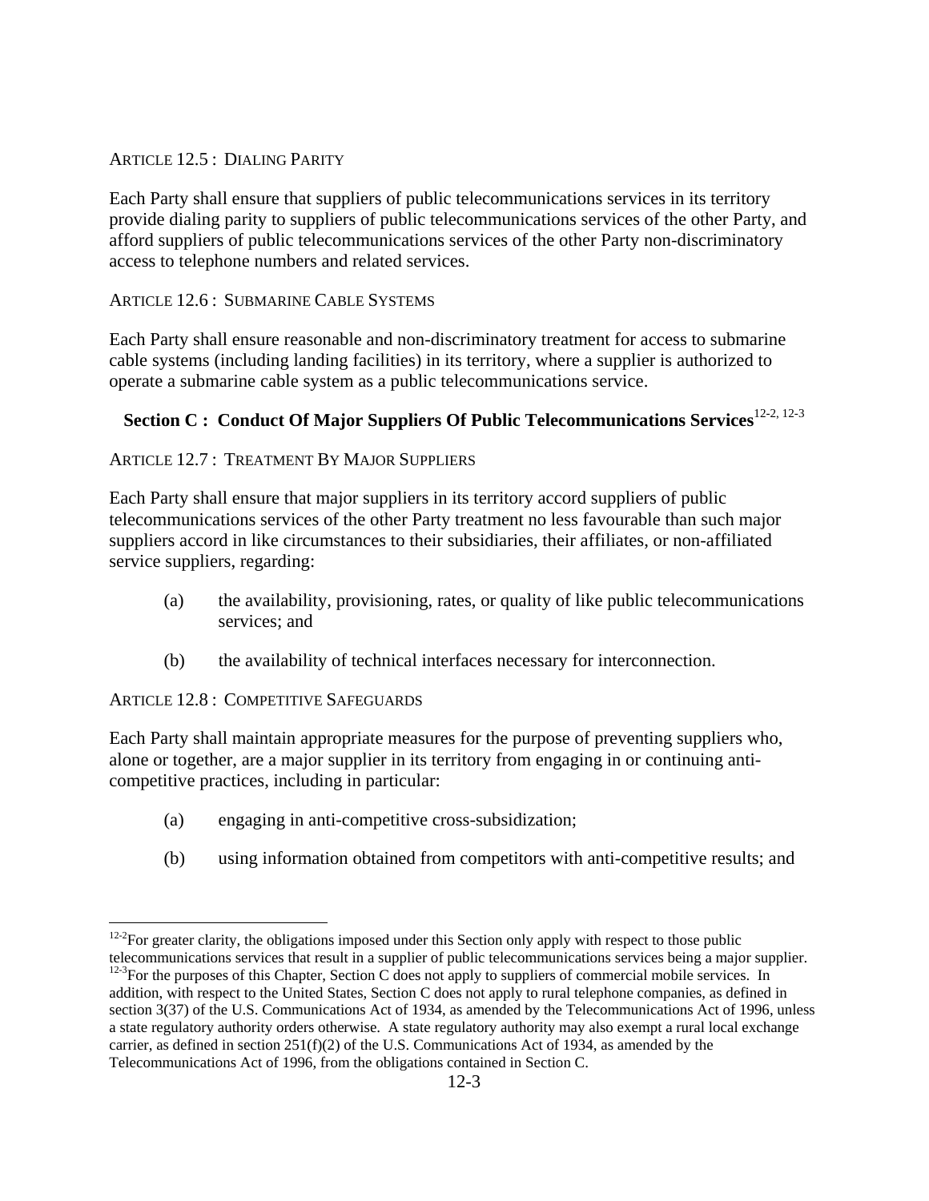ARTICLE 12.5 : DIALING PARITY

Each Party shall ensure that suppliers of public telecommunications services in its territory provide dialing parity to suppliers of public telecommunications services of the other Party, and afford suppliers of public telecommunications services of the other Party non-discriminatory access to telephone numbers and related services.

ARTICLE 12.6 : SUBMARINE CABLE SYSTEMS

Each Party shall ensure reasonable and non-discriminatory treatment for access to submarine cable systems (including landing facilities) in its territory, where a supplier is authorized to operate a submarine cable system as a public telecommunications service.

## Section C : Conduct Of Major Suppliers Of Public Telecommunications Services[12-2, 12-3]

ARTICLE 12.7 : TREATMENT BY MAJOR SUPPLIERS

Each Party shall ensure that major suppliers in its territory accord suppliers of public telecommunications services of the other Party treatment no less favourable than such major suppliers accord in like circumstances to their subsidiaries, their affiliates, or non-affiliated service suppliers, regarding:

(a) the availability, provisioning, rates, or quality of like public telecommunications services; and

(b) the availability of technical interfaces necessary for interconnection.

ARTICLE 12.8 : COMPETITIVE SAFEGUARDS

Each Party shall maintain appropriate measures for the purpose of preventing suppliers who, alone or together, are a major supplier in its territory from engaging in or continuing anti-competitive practices, including in particular:

(a) engaging in anti-competitive cross-subsidization;

(b) using information obtained from competitors with anti-competitive results; and

---

[12-2] For greater clarity, the obligations imposed under this Section only apply with respect to those public telecommunications services that result in a supplier of public telecommunications services being a major supplier.

[12-3] For the purposes of this Chapter, Section C does not apply to suppliers of commercial mobile services. In addition, with respect to the United States, Section C does not apply to rural telephone companies, as defined in section 3(37) of the U.S. Communications Act of 1934, as amended by the Telecommunications Act of 1996, unless a state regulatory authority orders otherwise. A state regulatory authority may also exempt a rural local exchange carrier, as defined in section 251(f)(2) of the U.S. Communications Act of 1934, as amended by the Telecommunications Act of 1996, from the obligations contained in Section C.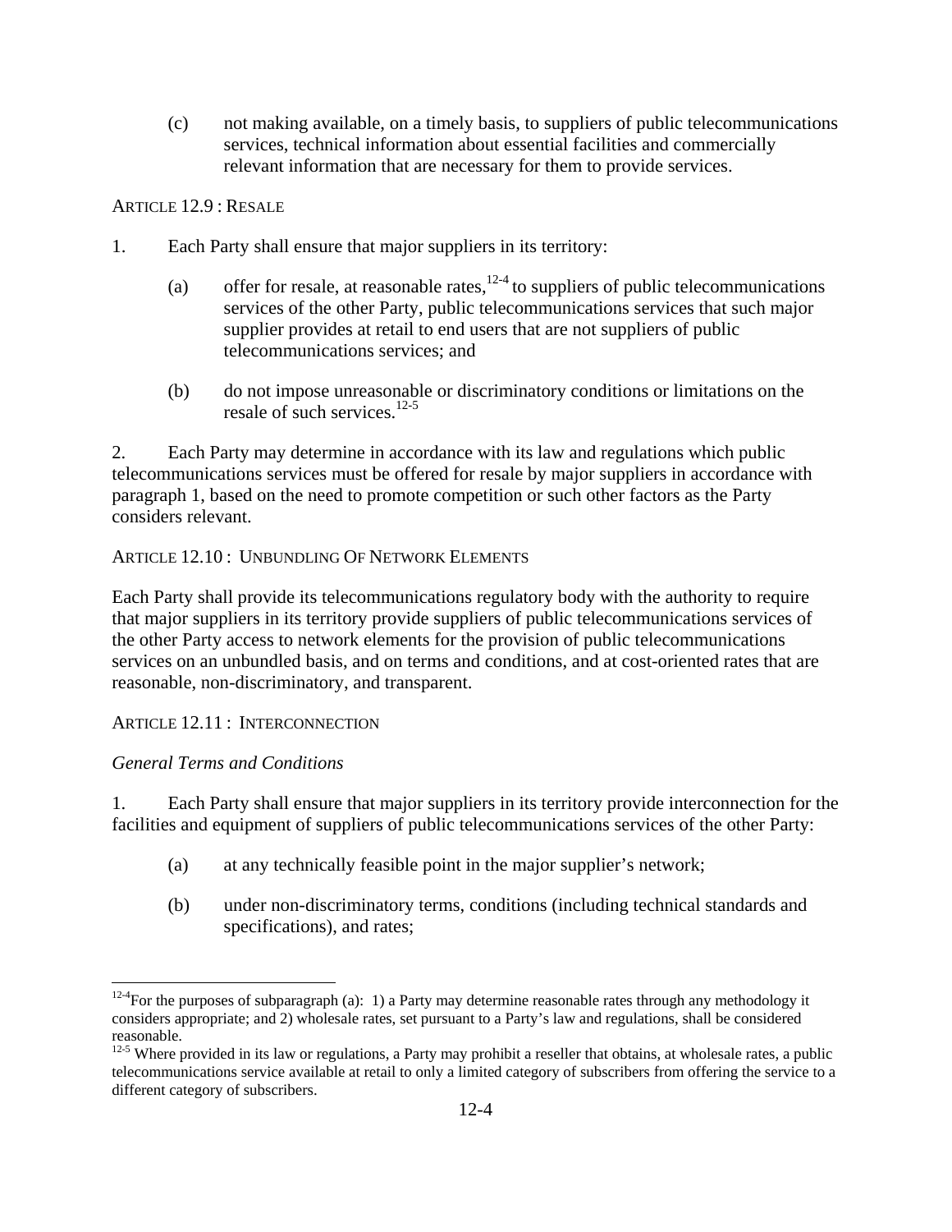(c) not making available, on a timely basis, to suppliers of public telecommunications services, technical information about essential facilities and commercially relevant information that are necessary for them to provide services.

ARTICLE 12.9 : RESALE

1. Each Party shall ensure that major suppliers in its territory:

   (a) offer for resale, at reasonable rates,[12-4] to suppliers of public telecommunications services of the other Party, public telecommunications services that such major supplier provides at retail to end users that are not suppliers of public telecommunications services; and

   (b) do not impose unreasonable or discriminatory conditions or limitations on the resale of such services.[12-5]

2. Each Party may determine in accordance with its law and regulations which public telecommunications services must be offered for resale by major suppliers in accordance with paragraph 1, based on the need to promote competition or such other factors as the Party considers relevant.

ARTICLE 12.10 : UNBUNDLING OF NETWORK ELEMENTS

Each Party shall provide its telecommunications regulatory body with the authority to require that major suppliers in its territory provide suppliers of public telecommunications services of the other Party access to network elements for the provision of public telecommunications services on an unbundled basis, and on terms and conditions, and at cost-oriented rates that are reasonable, non-discriminatory, and transparent.

ARTICLE 12.11 : INTERCONNECTION

*General Terms and Conditions*

1. Each Party shall ensure that major suppliers in its territory provide interconnection for the facilities and equipment of suppliers of public telecommunications services of the other Party:

   (a) at any technically feasible point in the major supplier's network;

   (b) under non-discriminatory terms, conditions (including technical standards and specifications), and rates;

---

[12-4] For the purposes of subparagraph (a): 1) a Party may determine reasonable rates through any methodology it considers appropriate; and 2) wholesale rates, set pursuant to a Party's law and regulations, shall be considered reasonable.

[12-5] Where provided in its law or regulations, a Party may prohibit a reseller that obtains, at wholesale rates, a public telecommunications service available at retail to only a limited category of subscribers from offering the service to a different category of subscribers.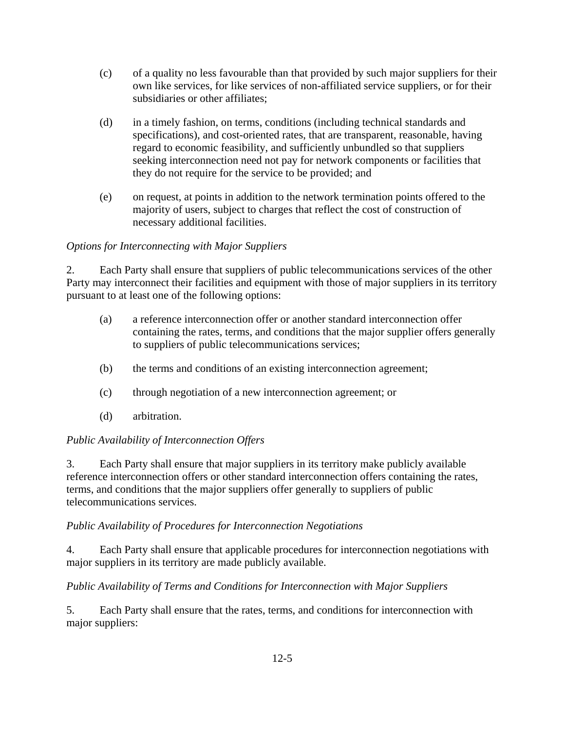(c) of a quality no less favourable than that provided by such major suppliers for their own like services, for like services of non-affiliated service suppliers, or for their subsidiaries or other affiliates;

(d) in a timely fashion, on terms, conditions (including technical standards and specifications), and cost-oriented rates, that are transparent, reasonable, having regard to economic feasibility, and sufficiently unbundled so that suppliers seeking interconnection need not pay for network components or facilities that they do not require for the service to be provided; and

(e) on request, at points in addition to the network termination points offered to the majority of users, subject to charges that reflect the cost of construction of necessary additional facilities.

*Options for Interconnecting with Major Suppliers*

2. Each Party shall ensure that suppliers of public telecommunications services of the other Party may interconnect their facilities and equipment with those of major suppliers in its territory pursuant to at least one of the following options:

(a) a reference interconnection offer or another standard interconnection offer containing the rates, terms, and conditions that the major supplier offers generally to suppliers of public telecommunications services;

(b) the terms and conditions of an existing interconnection agreement;

(c) through negotiation of a new interconnection agreement; or

(d) arbitration.

*Public Availability of Interconnection Offers*

3. Each Party shall ensure that major suppliers in its territory make publicly available reference interconnection offers or other standard interconnection offers containing the rates, terms, and conditions that the major suppliers offer generally to suppliers of public telecommunications services.

*Public Availability of Procedures for Interconnection Negotiations*

4. Each Party shall ensure that applicable procedures for interconnection negotiations with major suppliers in its territory are made publicly available.

*Public Availability of Terms and Conditions for Interconnection with Major Suppliers*

5. Each Party shall ensure that the rates, terms, and conditions for interconnection with major suppliers: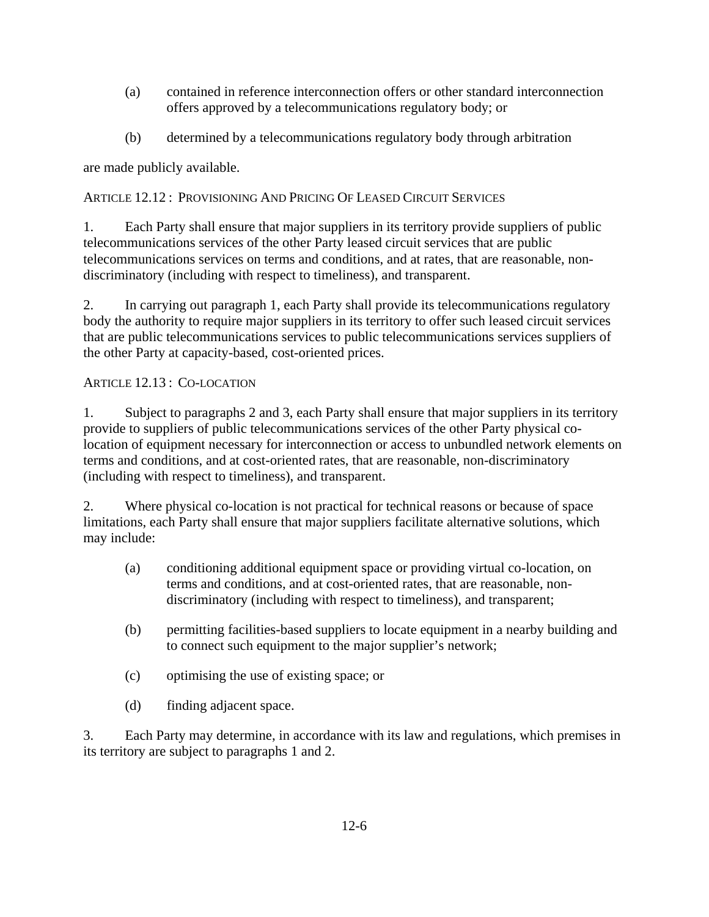(a) contained in reference interconnection offers or other standard interconnection offers approved by a telecommunications regulatory body; or

(b) determined by a telecommunications regulatory body through arbitration

are made publicly available.

ARTICLE 12.12 : PROVISIONING AND PRICING OF LEASED CIRCUIT SERVICES

1. Each Party shall ensure that major suppliers in its territory provide suppliers of public telecommunications services of the other Party leased circuit services that are public telecommunications services on terms and conditions, and at rates, that are reasonable, non-discriminatory (including with respect to timeliness), and transparent.

2. In carrying out paragraph 1, each Party shall provide its telecommunications regulatory body the authority to require major suppliers in its territory to offer such leased circuit services that are public telecommunications services to public telecommunications services suppliers of the other Party at capacity-based, cost-oriented prices.

ARTICLE 12.13 : CO-LOCATION

1. Subject to paragraphs 2 and 3, each Party shall ensure that major suppliers in its territory provide to suppliers of public telecommunications services of the other Party physical co-location of equipment necessary for interconnection or access to unbundled network elements on terms and conditions, and at cost-oriented rates, that are reasonable, non-discriminatory (including with respect to timeliness), and transparent.

2. Where physical co-location is not practical for technical reasons or because of space limitations, each Party shall ensure that major suppliers facilitate alternative solutions, which may include:

(a) conditioning additional equipment space or providing virtual co-location, on terms and conditions, and at cost-oriented rates, that are reasonable, non-discriminatory (including with respect to timeliness), and transparent;

(b) permitting facilities-based suppliers to locate equipment in a nearby building and to connect such equipment to the major supplier's network;

(c) optimising the use of existing space; or

(d) finding adjacent space.

3. Each Party may determine, in accordance with its law and regulations, which premises in its territory are subject to paragraphs 1 and 2.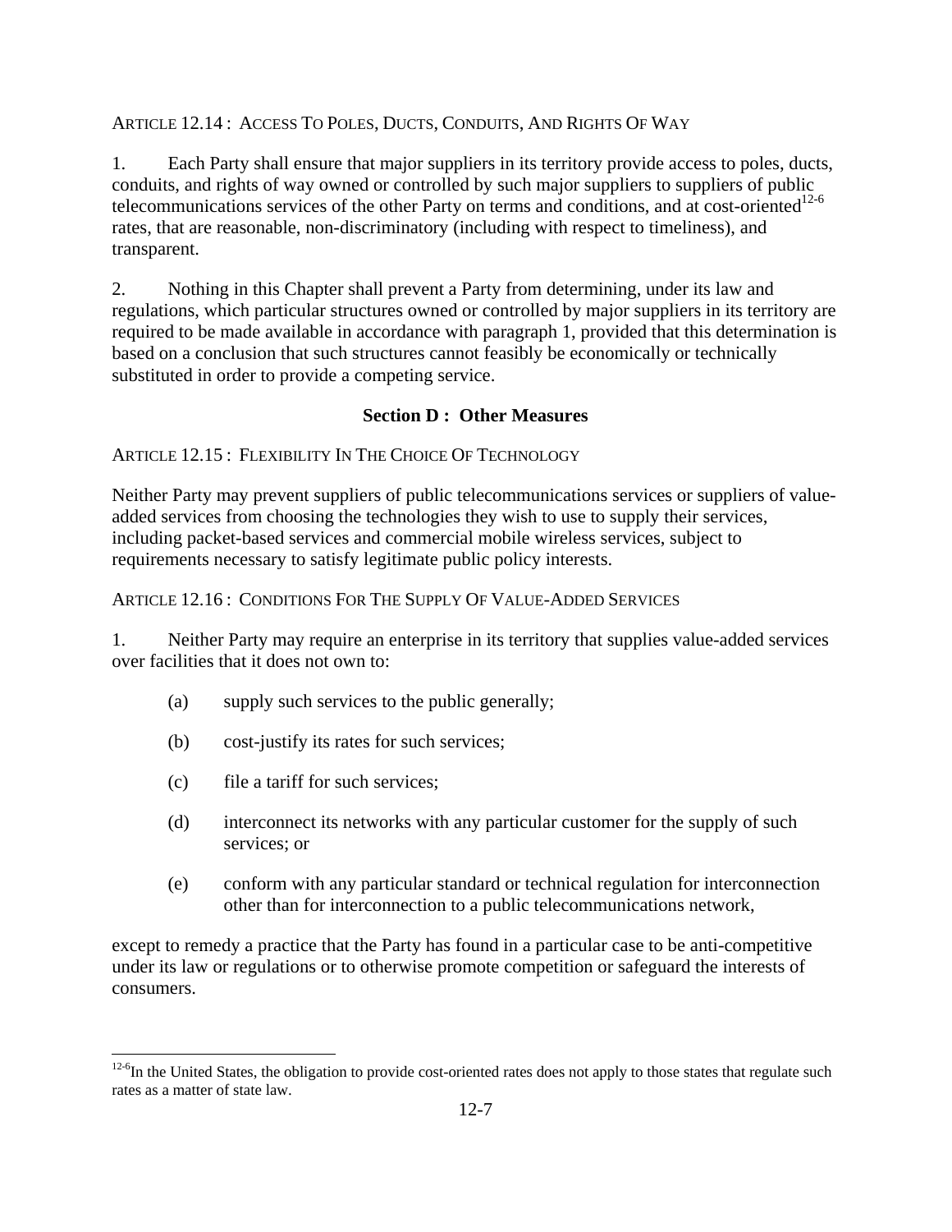ARTICLE 12.14 : ACCESS TO POLES, DUCTS, CONDUITS, AND RIGHTS OF WAY

1. Each Party shall ensure that major suppliers in its territory provide access to poles, ducts, conduits, and rights of way owned or controlled by such major suppliers to suppliers of public telecommunications services of the other Party on terms and conditions, and at cost-oriented[12-6] rates, that are reasonable, non-discriminatory (including with respect to timeliness), and transparent.

2. Nothing in this Chapter shall prevent a Party from determining, under its law and regulations, which particular structures owned or controlled by major suppliers in its territory are required to be made available in accordance with paragraph 1, provided that this determination is based on a conclusion that such structures cannot feasibly be economically or technically substituted in order to provide a competing service.

## Section D : Other Measures

ARTICLE 12.15 : FLEXIBILITY IN THE CHOICE OF TECHNOLOGY

Neither Party may prevent suppliers of public telecommunications services or suppliers of value-added services from choosing the technologies they wish to use to supply their services, including packet-based services and commercial mobile wireless services, subject to requirements necessary to satisfy legitimate public policy interests.

ARTICLE 12.16 : CONDITIONS FOR THE SUPPLY OF VALUE-ADDED SERVICES

1. Neither Party may require an enterprise in its territory that supplies value-added services over facilities that it does not own to:

(a) supply such services to the public generally;

(b) cost-justify its rates for such services;

(c) file a tariff for such services;

(d) interconnect its networks with any particular customer for the supply of such services; or

(e) conform with any particular standard or technical regulation for interconnection other than for interconnection to a public telecommunications network,

except to remedy a practice that the Party has found in a particular case to be anti-competitive under its law or regulations or to otherwise promote competition or safeguard the interests of consumers.

[12-6] In the United States, the obligation to provide cost-oriented rates does not apply to those states that regulate such rates as a matter of state law.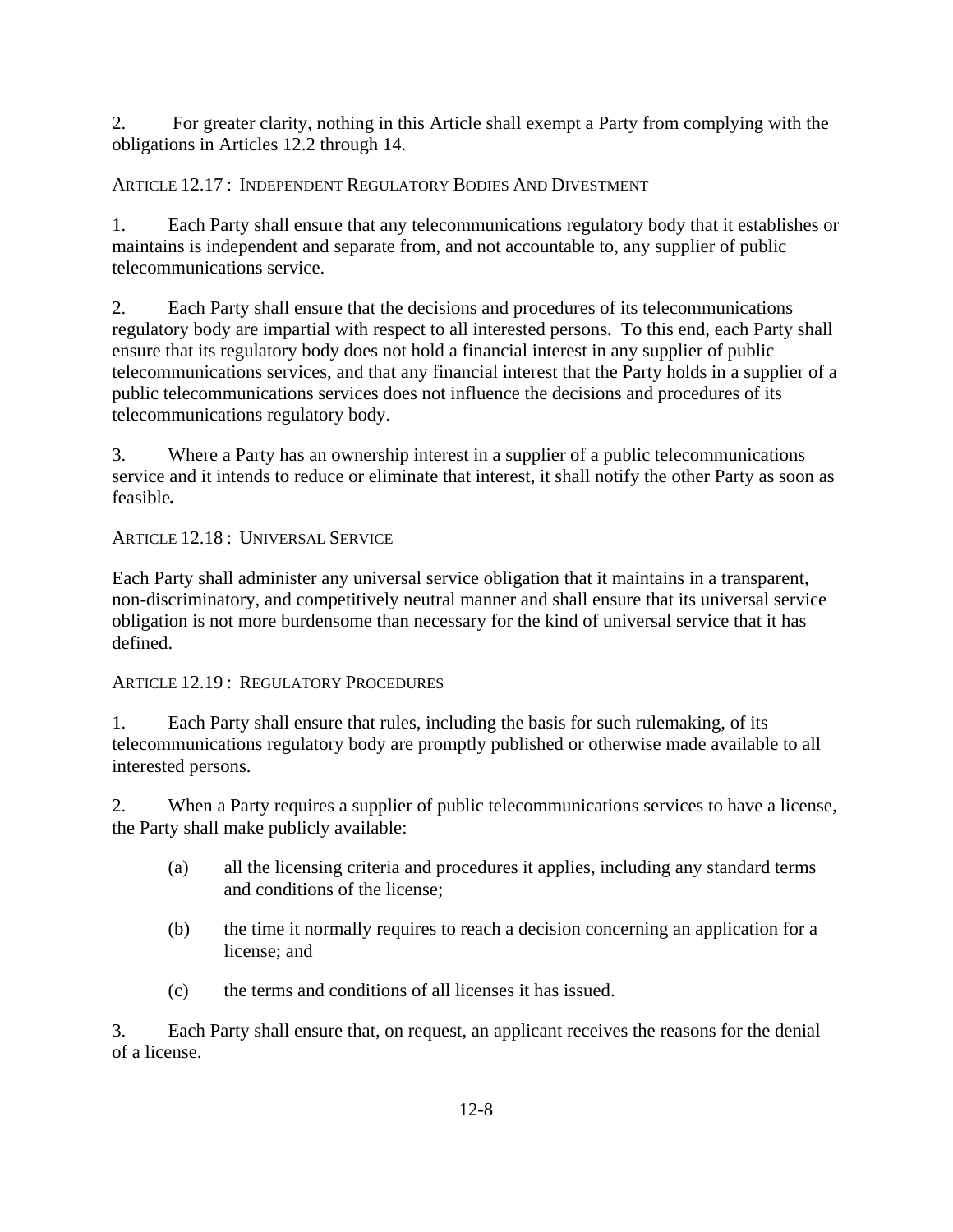2. For greater clarity, nothing in this Article shall exempt a Party from complying with the obligations in Articles 12.2 through 14.

## ARTICLE 12.17 : INDEPENDENT REGULATORY BODIES AND DIVESTMENT

1. Each Party shall ensure that any telecommunications regulatory body that it establishes or maintains is independent and separate from, and not accountable to, any supplier of public telecommunications service.

2. Each Party shall ensure that the decisions and procedures of its telecommunications regulatory body are impartial with respect to all interested persons. To this end, each Party shall ensure that its regulatory body does not hold a financial interest in any supplier of public telecommunications services, and that any financial interest that the Party holds in a supplier of a public telecommunications services does not influence the decisions and procedures of its telecommunications regulatory body.

3. Where a Party has an ownership interest in a supplier of a public telecommunications service and it intends to reduce or eliminate that interest, it shall notify the other Party as soon as feasible**.**

## ARTICLE 12.18 : UNIVERSAL SERVICE

Each Party shall administer any universal service obligation that it maintains in a transparent, non-discriminatory, and competitively neutral manner and shall ensure that its universal service obligation is not more burdensome than necessary for the kind of universal service that it has defined.

## ARTICLE 12.19 : REGULATORY PROCEDURES

1. Each Party shall ensure that rules, including the basis for such rulemaking, of its telecommunications regulatory body are promptly published or otherwise made available to all interested persons.

2. When a Party requires a supplier of public telecommunications services to have a license, the Party shall make publicly available:

   (a) all the licensing criteria and procedures it applies, including any standard terms and conditions of the license;

   (b) the time it normally requires to reach a decision concerning an application for a license; and

   (c) the terms and conditions of all licenses it has issued.

3. Each Party shall ensure that, on request, an applicant receives the reasons for the denial of a license.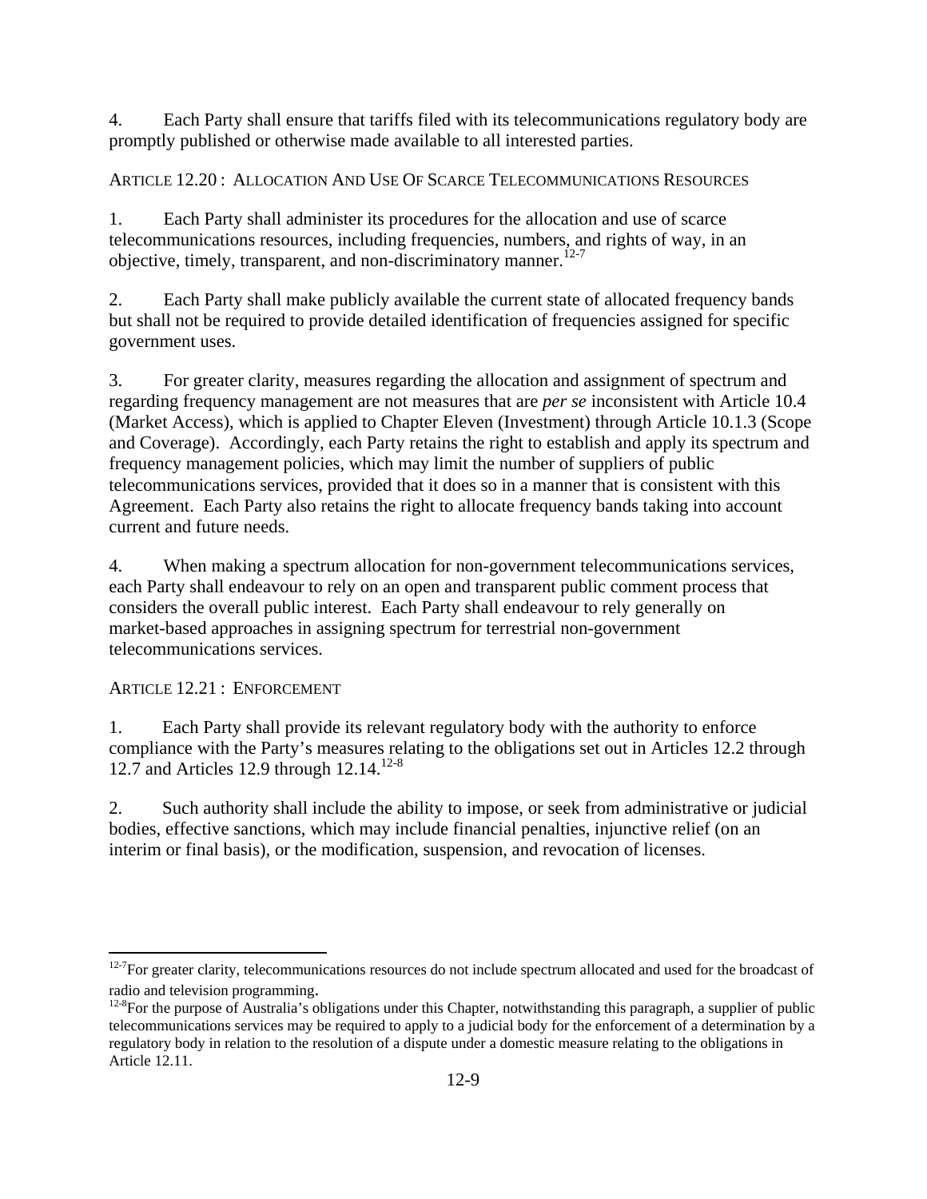4. Each Party shall ensure that tariffs filed with its telecommunications regulatory body are promptly published or otherwise made available to all interested parties.

### ARTICLE 12.20 : ALLOCATION AND USE OF SCARCE TELECOMMUNICATIONS RESOURCES

1. Each Party shall administer its procedures for the allocation and use of scarce telecommunications resources, including frequencies, numbers, and rights of way, in an objective, timely, transparent, and non-discriminatory manner.[12-7]

2. Each Party shall make publicly available the current state of allocated frequency bands but shall not be required to provide detailed identification of frequencies assigned for specific government uses.

3. For greater clarity, measures regarding the allocation and assignment of spectrum and regarding frequency management are not measures that are *per se* inconsistent with Article 10.4 (Market Access), which is applied to Chapter Eleven (Investment) through Article 10.1.3 (Scope and Coverage). Accordingly, each Party retains the right to establish and apply its spectrum and frequency management policies, which may limit the number of suppliers of public telecommunications services, provided that it does so in a manner that is consistent with this Agreement. Each Party also retains the right to allocate frequency bands taking into account current and future needs.

4. When making a spectrum allocation for non-government telecommunications services, each Party shall endeavour to rely on an open and transparent public comment process that considers the overall public interest. Each Party shall endeavour to rely generally on market-based approaches in assigning spectrum for terrestrial non-government telecommunications services.

### ARTICLE 12.21 : ENFORCEMENT

1. Each Party shall provide its relevant regulatory body with the authority to enforce compliance with the Party's measures relating to the obligations set out in Articles 12.2 through 12.7 and Articles 12.9 through 12.14.[12-8]

2. Such authority shall include the ability to impose, or seek from administrative or judicial bodies, effective sanctions, which may include financial penalties, injunctive relief (on an interim or final basis), or the modification, suspension, and revocation of licenses.

---

[12-7] For greater clarity, telecommunications resources do not include spectrum allocated and used for the broadcast of radio and television programming.

[12-8] For the purpose of Australia's obligations under this Chapter, notwithstanding this paragraph, a supplier of public telecommunications services may be required to apply to a judicial body for the enforcement of a determination by a regulatory body in relation to the resolution of a dispute under a domestic measure relating to the obligations in Article 12.11.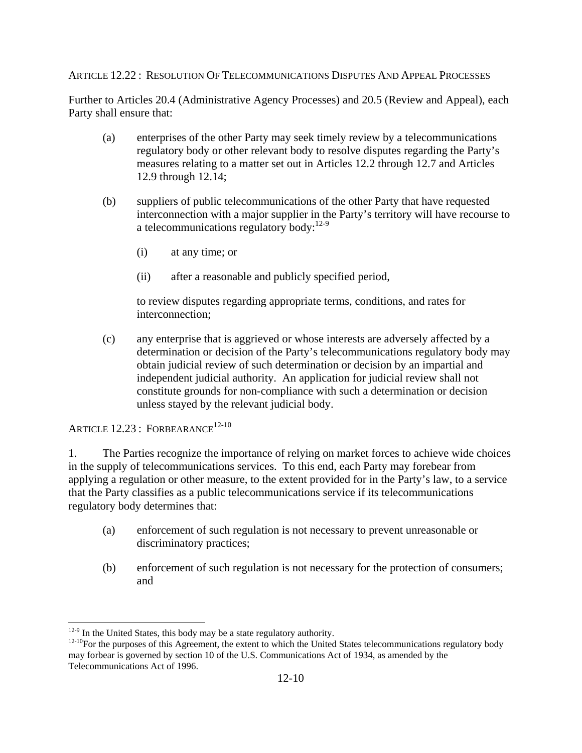### ARTICLE 12.22 : RESOLUTION OF TELECOMMUNICATIONS DISPUTES AND APPEAL PROCESSES

Further to Articles 20.4 (Administrative Agency Processes) and 20.5 (Review and Appeal), each Party shall ensure that:

(a) enterprises of the other Party may seek timely review by a telecommunications regulatory body or other relevant body to resolve disputes regarding the Party's measures relating to a matter set out in Articles 12.2 through 12.7 and Articles 12.9 through 12.14;

(b) suppliers of public telecommunications of the other Party that have requested interconnection with a major supplier in the Party's territory will have recourse to a telecommunications regulatory body:[12-9]

 (i) at any time; or

 (ii) after a reasonable and publicly specified period,

 to review disputes regarding appropriate terms, conditions, and rates for interconnection;

(c) any enterprise that is aggrieved or whose interests are adversely affected by a determination or decision of the Party's telecommunications regulatory body may obtain judicial review of such determination or decision by an impartial and independent judicial authority. An application for judicial review shall not constitute grounds for non-compliance with such a determination or decision unless stayed by the relevant judicial body.

### ARTICLE 12.23 : FORBEARANCE[12-10]

1. The Parties recognize the importance of relying on market forces to achieve wide choices in the supply of telecommunications services. To this end, each Party may forebear from applying a regulation or other measure, to the extent provided for in the Party's law, to a service that the Party classifies as a public telecommunications service if its telecommunications regulatory body determines that:

(a) enforcement of such regulation is not necessary to prevent unreasonable or discriminatory practices;

(b) enforcement of such regulation is not necessary for the protection of consumers; and

---

[12-9] In the United States, this body may be a state regulatory authority.

[12-10] For the purposes of this Agreement, the extent to which the United States telecommunications regulatory body may forbear is governed by section 10 of the U.S. Communications Act of 1934, as amended by the Telecommunications Act of 1996.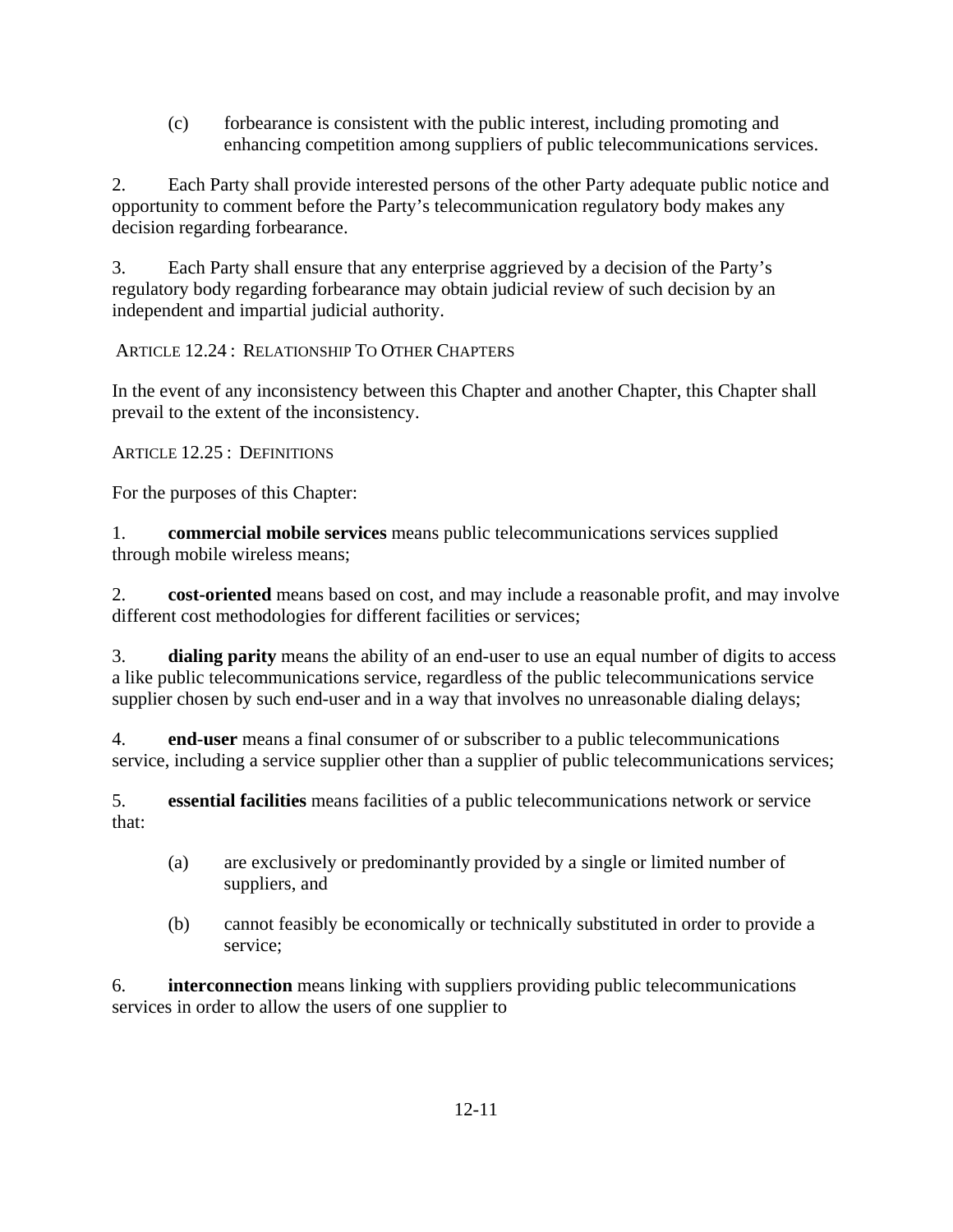(c) forbearance is consistent with the public interest, including promoting and enhancing competition among suppliers of public telecommunications services.

2. Each Party shall provide interested persons of the other Party adequate public notice and opportunity to comment before the Party's telecommunication regulatory body makes any decision regarding forbearance.

3. Each Party shall ensure that any enterprise aggrieved by a decision of the Party's regulatory body regarding forbearance may obtain judicial review of such decision by an independent and impartial judicial authority.

### ARTICLE 12.24 : RELATIONSHIP TO OTHER CHAPTERS

In the event of any inconsistency between this Chapter and another Chapter, this Chapter shall prevail to the extent of the inconsistency.

### ARTICLE 12.25 : DEFINITIONS

For the purposes of this Chapter:

1. **commercial mobile services** means public telecommunications services supplied through mobile wireless means;

2. **cost-oriented** means based on cost, and may include a reasonable profit, and may involve different cost methodologies for different facilities or services;

3. **dialing parity** means the ability of an end-user to use an equal number of digits to access a like public telecommunications service, regardless of the public telecommunications service supplier chosen by such end-user and in a way that involves no unreasonable dialing delays;

4. **end-user** means a final consumer of or subscriber to a public telecommunications service, including a service supplier other than a supplier of public telecommunications services;

5. **essential facilities** means facilities of a public telecommunications network or service that:

   (a) are exclusively or predominantly provided by a single or limited number of suppliers, and

   (b) cannot feasibly be economically or technically substituted in order to provide a service;

6. **interconnection** means linking with suppliers providing public telecommunications services in order to allow the users of one supplier to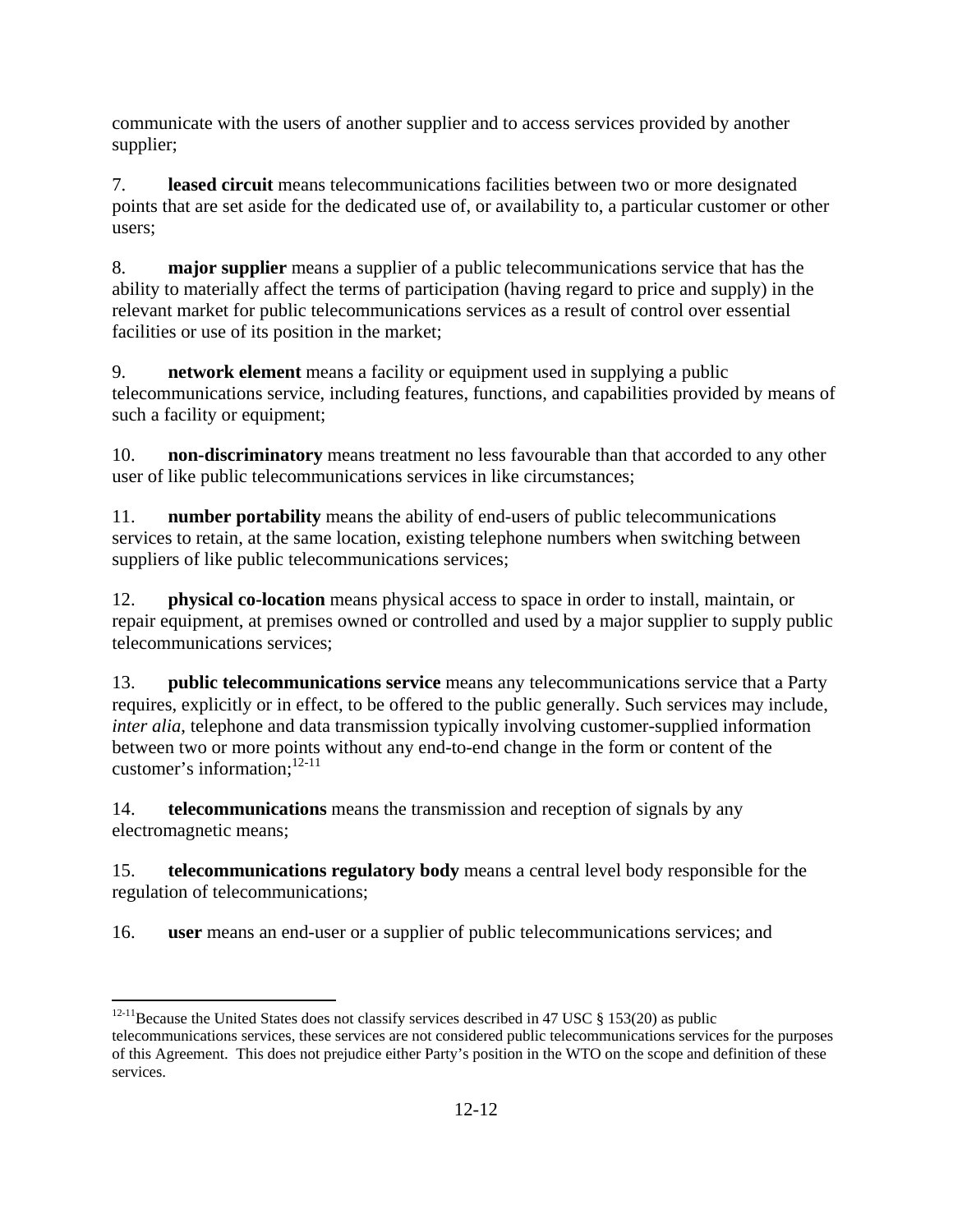communicate with the users of another supplier and to access services provided by another supplier;

7. **leased circuit** means telecommunications facilities between two or more designated points that are set aside for the dedicated use of, or availability to, a particular customer or other users;

8. **major supplier** means a supplier of a public telecommunications service that has the ability to materially affect the terms of participation (having regard to price and supply) in the relevant market for public telecommunications services as a result of control over essential facilities or use of its position in the market;

9. **network element** means a facility or equipment used in supplying a public telecommunications service, including features, functions, and capabilities provided by means of such a facility or equipment;

10. **non-discriminatory** means treatment no less favourable than that accorded to any other user of like public telecommunications services in like circumstances;

11. **number portability** means the ability of end-users of public telecommunications services to retain, at the same location, existing telephone numbers when switching between suppliers of like public telecommunications services;

12. **physical co-location** means physical access to space in order to install, maintain, or repair equipment, at premises owned or controlled and used by a major supplier to supply public telecommunications services;

13. **public telecommunications service** means any telecommunications service that a Party requires, explicitly or in effect, to be offered to the public generally. Such services may include, *inter alia*, telephone and data transmission typically involving customer-supplied information between two or more points without any end-to-end change in the form or content of the customer's information;[12-11]

14. **telecommunications** means the transmission and reception of signals by any electromagnetic means;

15. **telecommunications regulatory body** means a central level body responsible for the regulation of telecommunications;

16. **user** means an end-user or a supplier of public telecommunications services; and

---

[12-11] Because the United States does not classify services described in 47 USC § 153(20) as public telecommunications services, these services are not considered public telecommunications services for the purposes of this Agreement. This does not prejudice either Party's position in the WTO on the scope and definition of these services.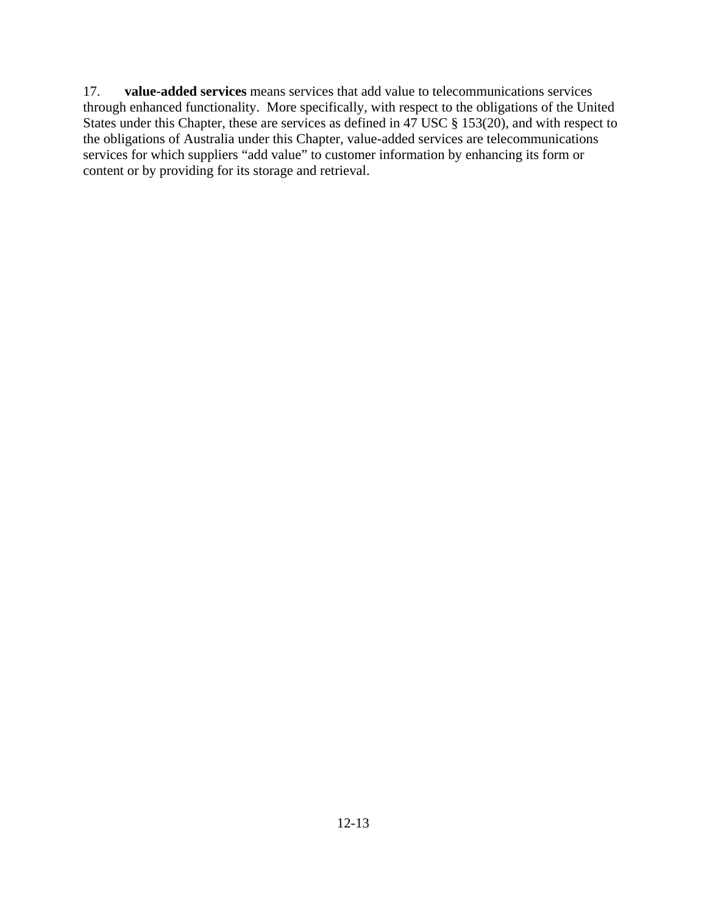17. **value-added services** means services that add value to telecommunications services through enhanced functionality. More specifically, with respect to the obligations of the United States under this Chapter, these are services as defined in 47 USC § 153(20), and with respect to the obligations of Australia under this Chapter, value-added services are telecommunications services for which suppliers "add value" to customer information by enhancing its form or content or by providing for its storage and retrieval.